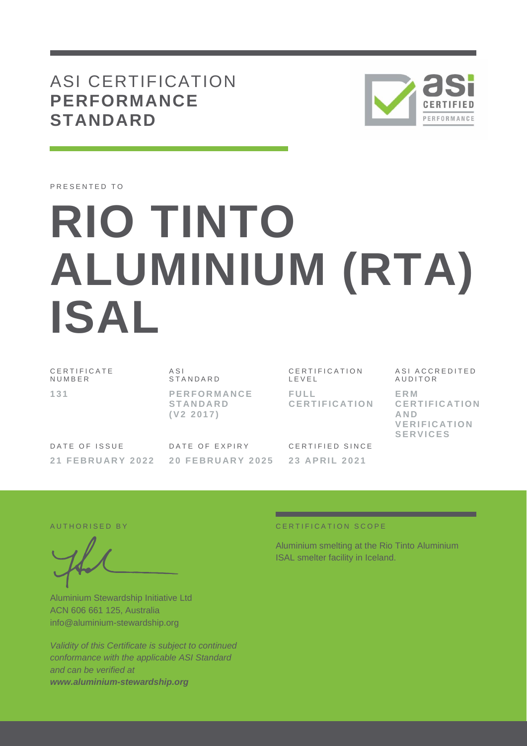# ASI CERTIFICATION **PERFORMANCE STANDARD**

PRESENTED TO

# RIO TINTO ALUMINIUM (RTA) ISAL

| CERTIFICATE NUMBER | ASI STANDARD | CERTIFICATION LEVEL | ASI ACCREDITED AUDITOR |
|---|---|---|---|
| **131** | **PERFORMANCE STANDARD (V2 2017)** | **FULL CERTIFICATION** | **ERM CERTIFICATION AND VERIFICATION SERVICES** |

| DATE OF ISSUE | DATE OF EXPIRY | CERTIFIED SINCE |
|---|---|---|
| **21 FEBRUARY 2022** | **20 FEBRUARY 2025** | **23 APRIL 2021** |

AUTHORISED BY

Aluminium Stewardship Initiative Ltd
ACN 606 661 125, Australia
info@aluminium-stewardship.org

*Validity of this Certificate is subject to continued conformance with the applicable ASI Standard and can be verified at* ***www.aluminium-stewardship.org***

CERTIFICATION SCOPE

Aluminium smelting at the Rio Tinto Aluminium ISAL smelter facility in Iceland.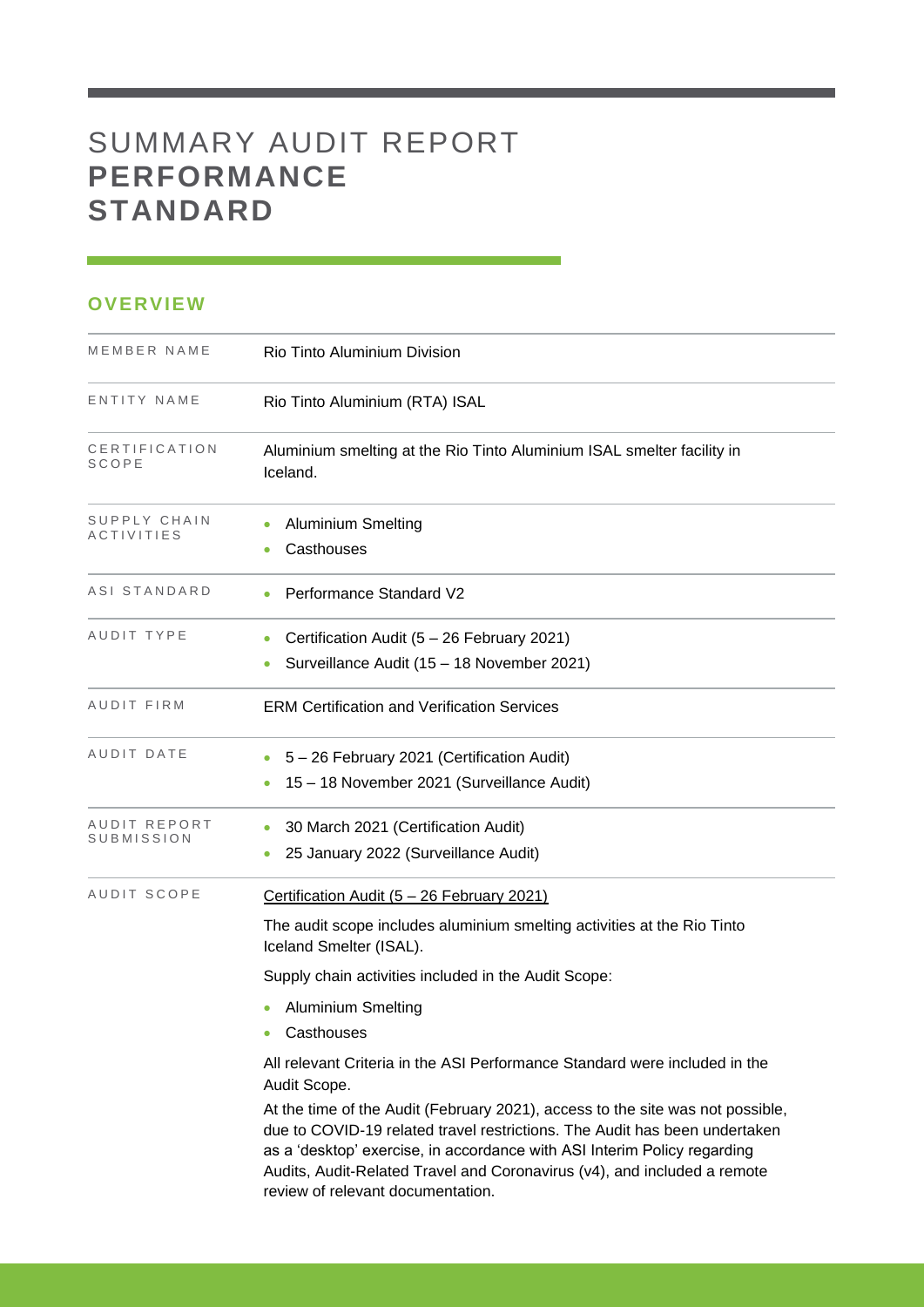# SUMMARY AUDIT REPORT **PERFORMANCE STANDARD**

## OVERVIEW

| | |
|---|---|
| MEMBER NAME | Rio Tinto Aluminium Division |
| ENTITY NAME | Rio Tinto Aluminium (RTA) ISAL |
| CERTIFICATION SCOPE | Aluminium smelting at the Rio Tinto Aluminium ISAL smelter facility in Iceland. |
| SUPPLY CHAIN ACTIVITIES | • Aluminium Smelting<br>• Casthouses |
| ASI STANDARD | • Performance Standard V2 |
| AUDIT TYPE | • Certification Audit (5 – 26 February 2021)<br>• Surveillance Audit (15 – 18 November 2021) |
| AUDIT FIRM | ERM Certification and Verification Services |
| AUDIT DATE | • 5 – 26 February 2021 (Certification Audit)<br>• 15 – 18 November 2021 (Surveillance Audit) |
| AUDIT REPORT SUBMISSION | • 30 March 2021 (Certification Audit)<br>• 25 January 2022 (Surveillance Audit) |
| AUDIT SCOPE | Certification Audit (5 – 26 February 2021)<br><br>The audit scope includes aluminium smelting activities at the Rio Tinto Iceland Smelter (ISAL).<br><br>Supply chain activities included in the Audit Scope:<br><br>• Aluminium Smelting<br>• Casthouses<br><br>All relevant Criteria in the ASI Performance Standard were included in the Audit Scope.<br><br>At the time of the Audit (February 2021), access to the site was not possible, due to COVID-19 related travel restrictions. The Audit has been undertaken as a 'desktop' exercise, in accordance with ASI Interim Policy regarding Audits, Audit-Related Travel and Coronavirus (v4), and included a remote review of relevant documentation. |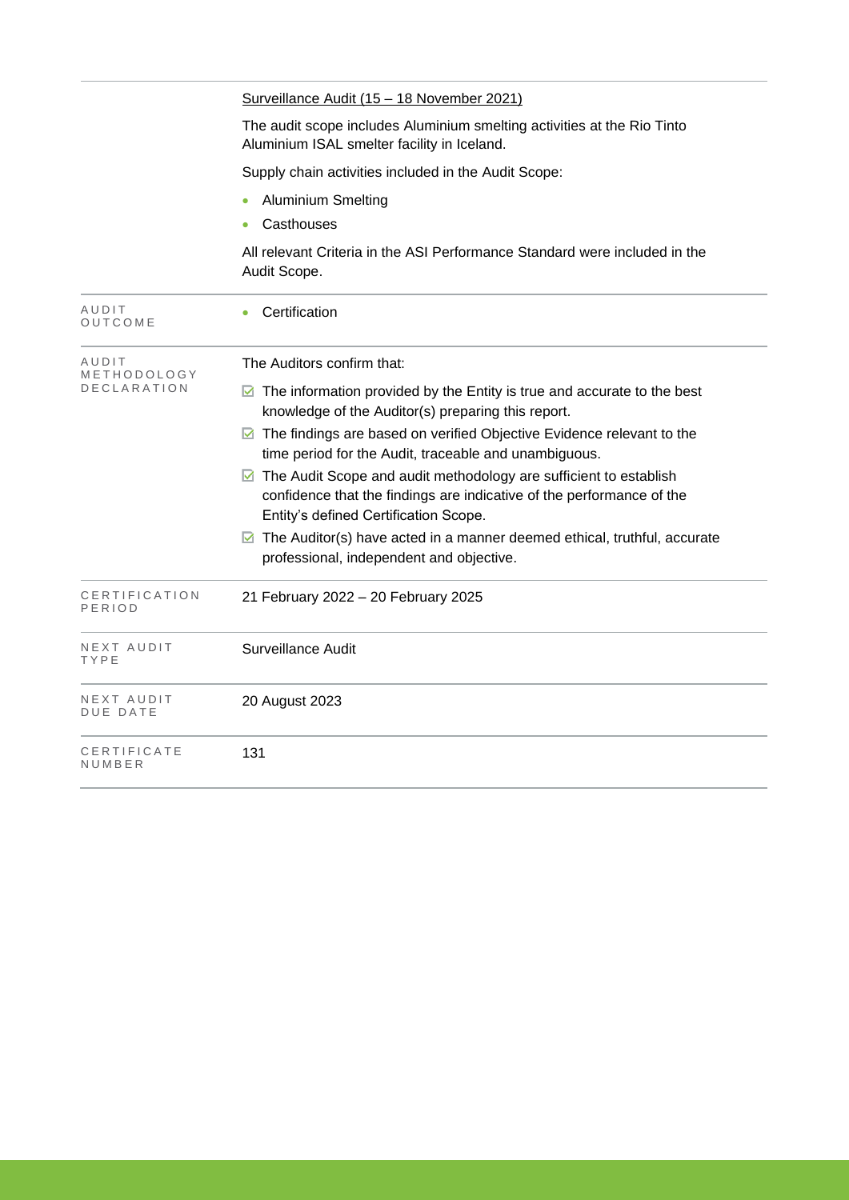| | |
|---|---|
| | Surveillance Audit (15 – 18 November 2021)<br><br>The audit scope includes Aluminium smelting activities at the Rio Tinto Aluminium ISAL smelter facility in Iceland.<br><br>Supply chain activities included in the Audit Scope:<br><br>• Aluminium Smelting<br>• Casthouses<br><br>All relevant Criteria in the ASI Performance Standard were included in the Audit Scope. |
| AUDIT OUTCOME | • Certification |
| AUDIT METHODOLOGY DECLARATION | The Auditors confirm that:<br><br>☑ The information provided by the Entity is true and accurate to the best knowledge of the Auditor(s) preparing this report.<br>☑ The findings are based on verified Objective Evidence relevant to the time period for the Audit, traceable and unambiguous.<br>☑ The Audit Scope and audit methodology are sufficient to establish confidence that the findings are indicative of the performance of the Entity's defined Certification Scope.<br>☑ The Auditor(s) have acted in a manner deemed ethical, truthful, accurate professional, independent and objective. |
| CERTIFICATION PERIOD | 21 February 2022 – 20 February 2025 |
| NEXT AUDIT TYPE | Surveillance Audit |
| NEXT AUDIT DUE DATE | 20 August 2023 |
| CERTIFICATE NUMBER | 131 |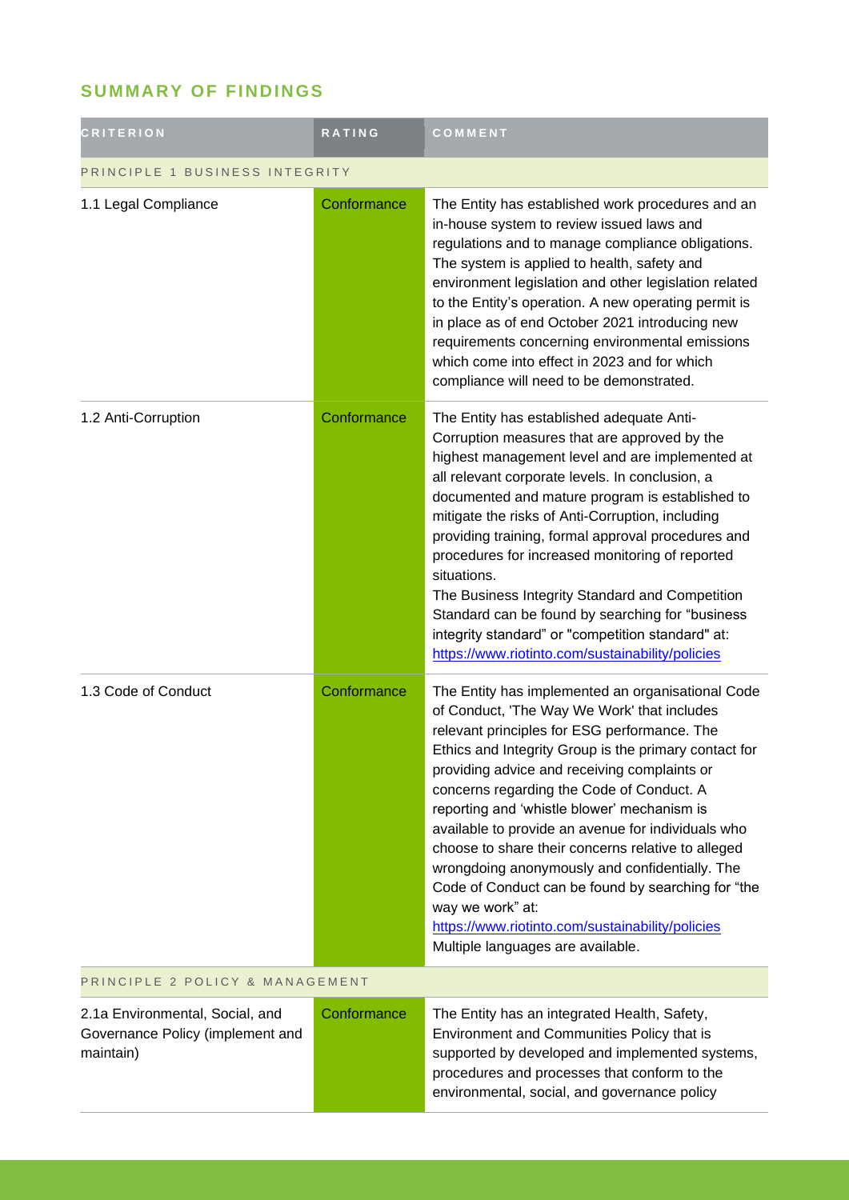## SUMMARY OF FINDINGS

| CRITERION | RATING | COMMENT |
|---|---|---|
| PRINCIPLE 1 BUSINESS INTEGRITY | | |
| 1.1 Legal Compliance | Conformance | The Entity has established work procedures and an in-house system to review issued laws and regulations and to manage compliance obligations. The system is applied to health, safety and environment legislation and other legislation related to the Entity's operation. A new operating permit is in place as of end October 2021 introducing new requirements concerning environmental emissions which come into effect in 2023 and for which compliance will need to be demonstrated. |
| 1.2 Anti-Corruption | Conformance | The Entity has established adequate Anti-Corruption measures that are approved by the highest management level and are implemented at all relevant corporate levels. In conclusion, a documented and mature program is established to mitigate the risks of Anti-Corruption, including providing training, formal approval procedures and procedures for increased monitoring of reported situations.<br>The Business Integrity Standard and Competition Standard can be found by searching for "business integrity standard" or "competition standard" at: https://www.riotinto.com/sustainability/policies |
| 1.3 Code of Conduct | Conformance | The Entity has implemented an organisational Code of Conduct, 'The Way We Work' that includes relevant principles for ESG performance. The Ethics and Integrity Group is the primary contact for providing advice and receiving complaints or concerns regarding the Code of Conduct. A reporting and 'whistle blower' mechanism is available to provide an avenue for individuals who choose to share their concerns relative to alleged wrongdoing anonymously and confidentially. The Code of Conduct can be found by searching for "the way we work" at: https://www.riotinto.com/sustainability/policies<br>Multiple languages are available. |
| PRINCIPLE 2 POLICY & MANAGEMENT | | |
| 2.1a Environmental, Social, and Governance Policy (implement and maintain) | Conformance | The Entity has an integrated Health, Safety, Environment and Communities Policy that is supported by developed and implemented systems, procedures and processes that conform to the environmental, social, and governance policy |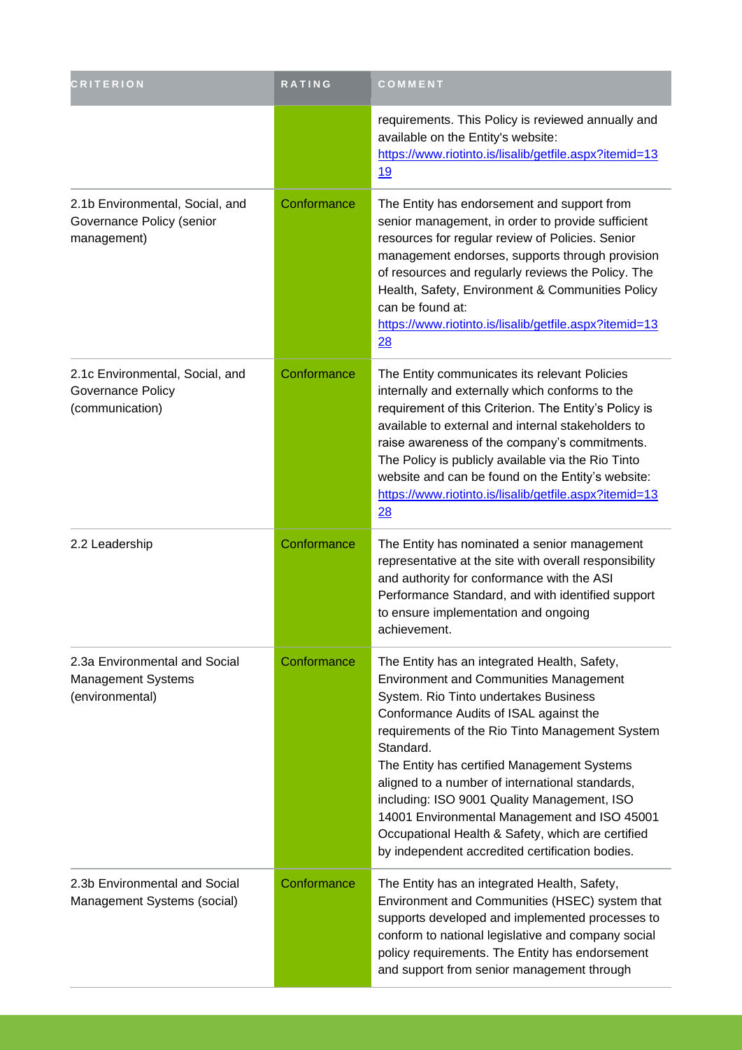| CRITERION | RATING | COMMENT |
| --- | --- | --- |
| | | requirements. This Policy is reviewed annually and available on the Entity's website: https://www.riotinto.is/lisalib/getfile.aspx?itemid=1319 |
| 2.1b Environmental, Social, and Governance Policy (senior management) | Conformance | The Entity has endorsement and support from senior management, in order to provide sufficient resources for regular review of Policies. Senior management endorses, supports through provision of resources and regularly reviews the Policy. The Health, Safety, Environment & Communities Policy can be found at: https://www.riotinto.is/lisalib/getfile.aspx?itemid=1328 |
| 2.1c Environmental, Social, and Governance Policy (communication) | Conformance | The Entity communicates its relevant Policies internally and externally which conforms to the requirement of this Criterion. The Entity's Policy is available to external and internal stakeholders to raise awareness of the company's commitments. The Policy is publicly available via the Rio Tinto website and can be found on the Entity's website: https://www.riotinto.is/lisalib/getfile.aspx?itemid=1328 |
| 2.2 Leadership | Conformance | The Entity has nominated a senior management representative at the site with overall responsibility and authority for conformance with the ASI Performance Standard, and with identified support to ensure implementation and ongoing achievement. |
| 2.3a Environmental and Social Management Systems (environmental) | Conformance | The Entity has an integrated Health, Safety, Environment and Communities Management System. Rio Tinto undertakes Business Conformance Audits of ISAL against the requirements of the Rio Tinto Management System Standard.<br>The Entity has certified Management Systems aligned to a number of international standards, including: ISO 9001 Quality Management, ISO 14001 Environmental Management and ISO 45001 Occupational Health & Safety, which are certified by independent accredited certification bodies. |
| 2.3b Environmental and Social Management Systems (social) | Conformance | The Entity has an integrated Health, Safety, Environment and Communities (HSEC) system that supports developed and implemented processes to conform to national legislative and company social policy requirements. The Entity has endorsement and support from senior management through |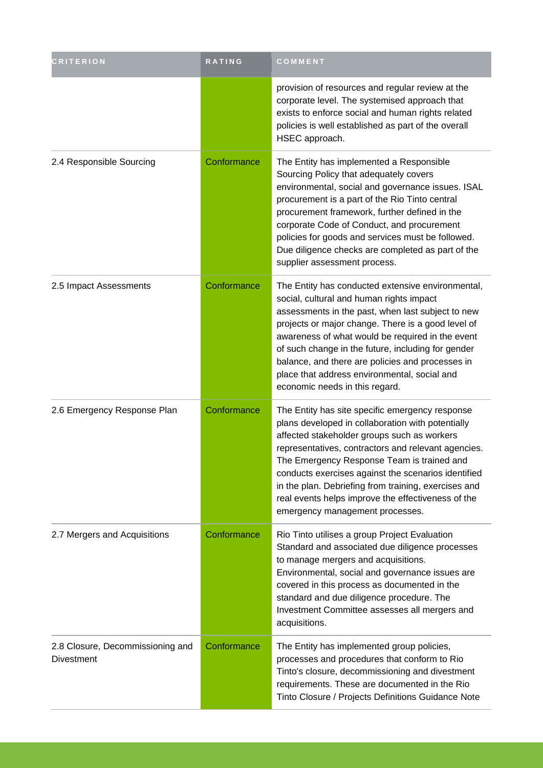| CRITERION | RATING | COMMENT |
| --- | --- | --- |
| | | provision of resources and regular review at the corporate level. The systemised approach that exists to enforce social and human rights related policies is well established as part of the overall HSEC approach. |
| 2.4 Responsible Sourcing | Conformance | The Entity has implemented a Responsible Sourcing Policy that adequately covers environmental, social and governance issues. ISAL procurement is a part of the Rio Tinto central procurement framework, further defined in the corporate Code of Conduct, and procurement policies for goods and services must be followed. Due diligence checks are completed as part of the supplier assessment process. |
| 2.5 Impact Assessments | Conformance | The Entity has conducted extensive environmental, social, cultural and human rights impact assessments in the past, when last subject to new projects or major change. There is a good level of awareness of what would be required in the event of such change in the future, including for gender balance, and there are policies and processes in place that address environmental, social and economic needs in this regard. |
| 2.6 Emergency Response Plan | Conformance | The Entity has site specific emergency response plans developed in collaboration with potentially affected stakeholder groups such as workers representatives, contractors and relevant agencies. The Emergency Response Team is trained and conducts exercises against the scenarios identified in the plan. Debriefing from training, exercises and real events helps improve the effectiveness of the emergency management processes. |
| 2.7 Mergers and Acquisitions | Conformance | Rio Tinto utilises a group Project Evaluation Standard and associated due diligence processes to manage mergers and acquisitions. Environmental, social and governance issues are covered in this process as documented in the standard and due diligence procedure. The Investment Committee assesses all mergers and acquisitions. |
| 2.8 Closure, Decommissioning and Divestment | Conformance | The Entity has implemented group policies, processes and procedures that conform to Rio Tinto's closure, decommissioning and divestment requirements. These are documented in the Rio Tinto Closure / Projects Definitions Guidance Note |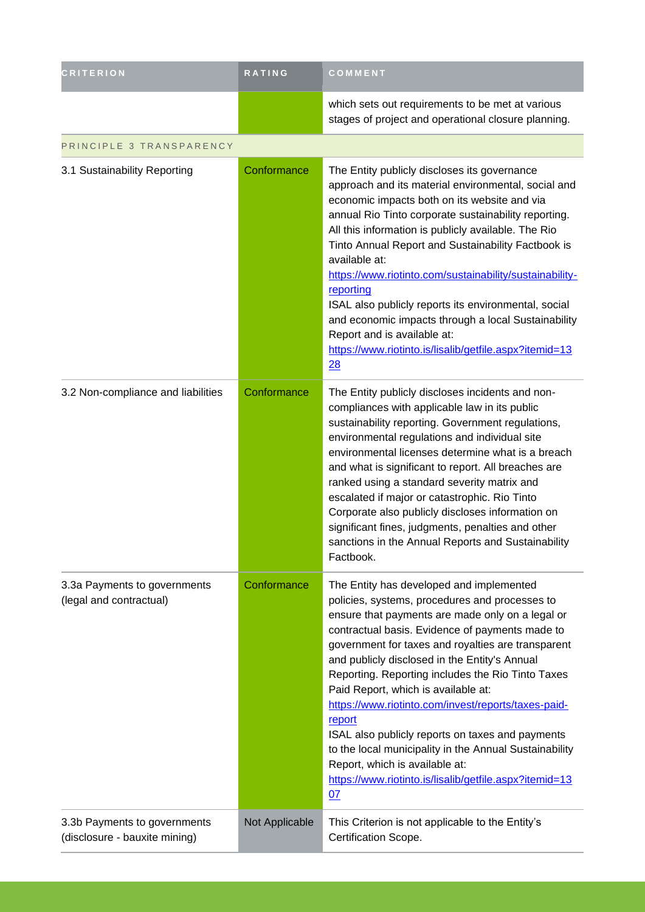| CRITERION | RATING | COMMENT |
|---|---|---|
| | | which sets out requirements to be met at various stages of project and operational closure planning. |
| PRINCIPLE 3 TRANSPARENCY | | |
| 3.1 Sustainability Reporting | Conformance | The Entity publicly discloses its governance approach and its material environmental, social and economic impacts both on its website and via annual Rio Tinto corporate sustainability reporting. All this information is publicly available. The Rio Tinto Annual Report and Sustainability Factbook is available at: https://www.riotinto.com/sustainability/sustainability-reporting ISAL also publicly reports its environmental, social and economic impacts through a local Sustainability Report and is available at: https://www.riotinto.is/lisalib/getfile.aspx?itemid=1328 |
| 3.2 Non-compliance and liabilities | Conformance | The Entity publicly discloses incidents and non-compliances with applicable law in its public sustainability reporting. Government regulations, environmental regulations and individual site environmental licenses determine what is a breach and what is significant to report. All breaches are ranked using a standard severity matrix and escalated if major or catastrophic. Rio Tinto Corporate also publicly discloses information on significant fines, judgments, penalties and other sanctions in the Annual Reports and Sustainability Factbook. |
| 3.3a Payments to governments (legal and contractual) | Conformance | The Entity has developed and implemented policies, systems, procedures and processes to ensure that payments are made only on a legal or contractual basis. Evidence of payments made to government for taxes and royalties are transparent and publicly disclosed in the Entity's Annual Reporting. Reporting includes the Rio Tinto Taxes Paid Report, which is available at: https://www.riotinto.com/invest/reports/taxes-paid-report ISAL also publicly reports on taxes and payments to the local municipality in the Annual Sustainability Report, which is available at: https://www.riotinto.is/lisalib/getfile.aspx?itemid=1307 |
| 3.3b Payments to governments (disclosure - bauxite mining) | Not Applicable | This Criterion is not applicable to the Entity's Certification Scope. |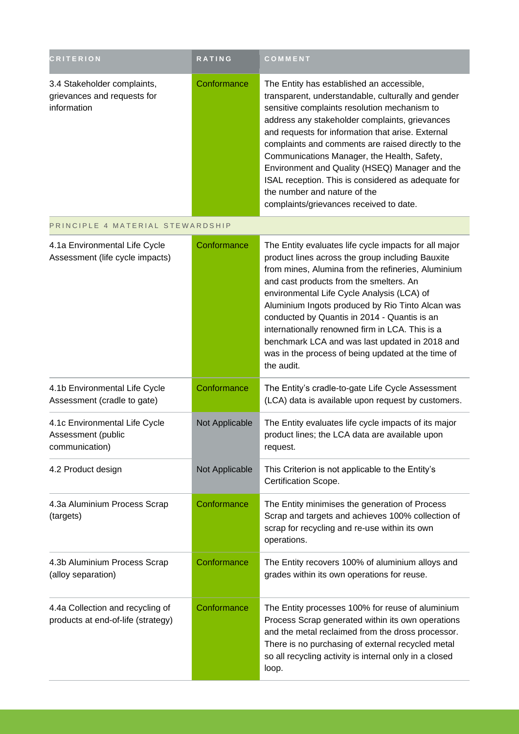| CRITERION | RATING | COMMENT |
|---|---|---|
| 3.4 Stakeholder complaints, grievances and requests for information | Conformance | The Entity has established an accessible, transparent, understandable, culturally and gender sensitive complaints resolution mechanism to address any stakeholder complaints, grievances and requests for information that arise. External complaints and comments are raised directly to the Communications Manager, the Health, Safety, Environment and Quality (HSEQ) Manager and the ISAL reception. This is considered as adequate for the number and nature of the complaints/grievances received to date. |
| PRINCIPLE 4 MATERIAL STEWARDSHIP | | |
| 4.1a Environmental Life Cycle Assessment (life cycle impacts) | Conformance | The Entity evaluates life cycle impacts for all major product lines across the group including Bauxite from mines, Alumina from the refineries, Aluminium and cast products from the smelters. An environmental Life Cycle Analysis (LCA) of Aluminium Ingots produced by Rio Tinto Alcan was conducted by Quantis in 2014 - Quantis is an internationally renowned firm in LCA. This is a benchmark LCA and was last updated in 2018 and was in the process of being updated at the time of the audit. |
| 4.1b Environmental Life Cycle Assessment (cradle to gate) | Conformance | The Entity's cradle-to-gate Life Cycle Assessment (LCA) data is available upon request by customers. |
| 4.1c Environmental Life Cycle Assessment (public communication) | Not Applicable | The Entity evaluates life cycle impacts of its major product lines; the LCA data are available upon request. |
| 4.2 Product design | Not Applicable | This Criterion is not applicable to the Entity's Certification Scope. |
| 4.3a Aluminium Process Scrap (targets) | Conformance | The Entity minimises the generation of Process Scrap and targets and achieves 100% collection of scrap for recycling and re-use within its own operations. |
| 4.3b Aluminium Process Scrap (alloy separation) | Conformance | The Entity recovers 100% of aluminium alloys and grades within its own operations for reuse. |
| 4.4a Collection and recycling of products at end-of-life (strategy) | Conformance | The Entity processes 100% for reuse of aluminium Process Scrap generated within its own operations and the metal reclaimed from the dross processor. There is no purchasing of external recycled metal so all recycling activity is internal only in a closed loop. |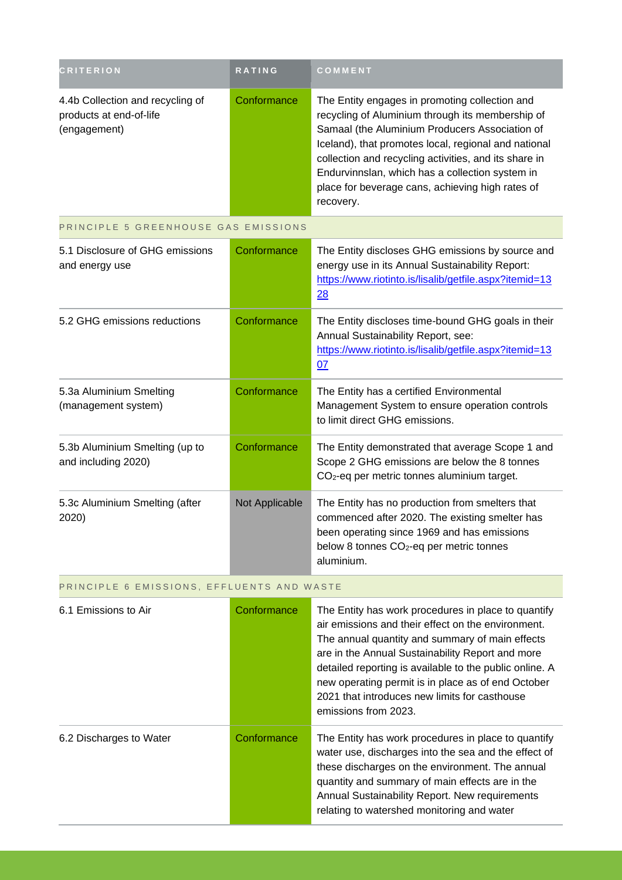| CRITERION | RATING | COMMENT |
| --- | --- | --- |
| 4.4b Collection and recycling of products at end-of-life (engagement) | Conformance | The Entity engages in promoting collection and recycling of Aluminium through its membership of Samaal (the Aluminium Producers Association of Iceland), that promotes local, regional and national collection and recycling activities, and its share in Endurvinnslan, which has a collection system in place for beverage cans, achieving high rates of recovery. |
| PRINCIPLE 5 GREENHOUSE GAS EMISSIONS | | |
| 5.1 Disclosure of GHG emissions and energy use | Conformance | The Entity discloses GHG emissions by source and energy use in its Annual Sustainability Report: https://www.riotinto.is/lisalib/getfile.aspx?itemid=1328 |
| 5.2 GHG emissions reductions | Conformance | The Entity discloses time-bound GHG goals in their Annual Sustainability Report, see: https://www.riotinto.is/lisalib/getfile.aspx?itemid=1307 |
| 5.3a Aluminium Smelting (management system) | Conformance | The Entity has a certified Environmental Management System to ensure operation controls to limit direct GHG emissions. |
| 5.3b Aluminium Smelting (up to and including 2020) | Conformance | The Entity demonstrated that average Scope 1 and Scope 2 GHG emissions are below the 8 tonnes $CO_2$-eq per metric tonnes aluminium target. |
| 5.3c Aluminium Smelting (after 2020) | Not Applicable | The Entity has no production from smelters that commenced after 2020. The existing smelter has been operating since 1969 and has emissions below 8 tonnes $CO_2$-eq per metric tonnes aluminium. |
| PRINCIPLE 6 EMISSIONS, EFFLUENTS AND WASTE | | |
| 6.1 Emissions to Air | Conformance | The Entity has work procedures in place to quantify air emissions and their effect on the environment. The annual quantity and summary of main effects are in the Annual Sustainability Report and more detailed reporting is available to the public online. A new operating permit is in place as of end October 2021 that introduces new limits for casthouse emissions from 2023. |
| 6.2 Discharges to Water | Conformance | The Entity has work procedures in place to quantify water use, discharges into the sea and the effect of these discharges on the environment. The annual quantity and summary of main effects are in the Annual Sustainability Report. New requirements relating to watershed monitoring and water |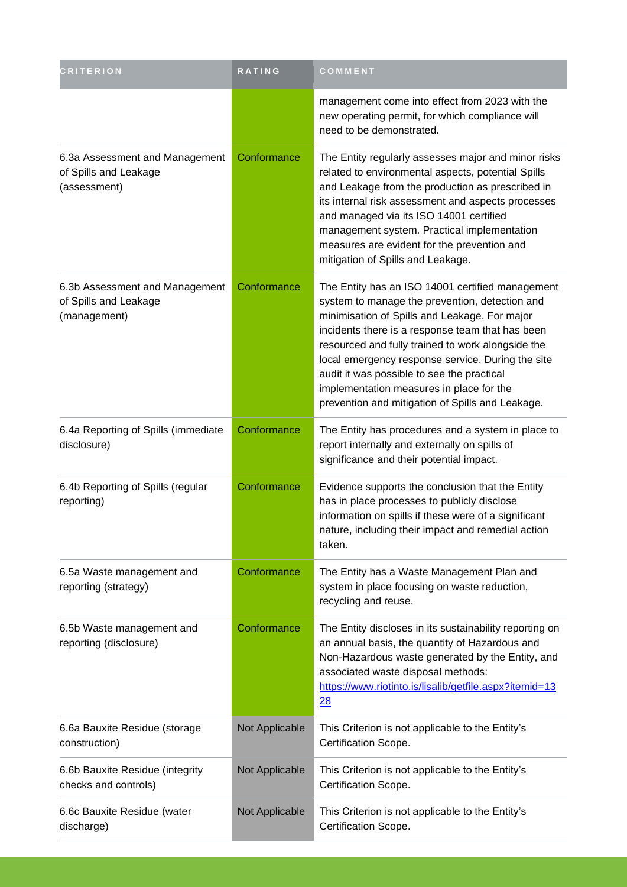| CRITERION | RATING | COMMENT |
|---|---|---|
| | | management come into effect from 2023 with the new operating permit, for which compliance will need to be demonstrated. |
| 6.3a Assessment and Management of Spills and Leakage (assessment) | Conformance | The Entity regularly assesses major and minor risks related to environmental aspects, potential Spills and Leakage from the production as prescribed in its internal risk assessment and aspects processes and managed via its ISO 14001 certified management system. Practical implementation measures are evident for the prevention and mitigation of Spills and Leakage. |
| 6.3b Assessment and Management of Spills and Leakage (management) | Conformance | The Entity has an ISO 14001 certified management system to manage the prevention, detection and minimisation of Spills and Leakage. For major incidents there is a response team that has been resourced and fully trained to work alongside the local emergency response service. During the site audit it was possible to see the practical implementation measures in place for the prevention and mitigation of Spills and Leakage. |
| 6.4a Reporting of Spills (immediate disclosure) | Conformance | The Entity has procedures and a system in place to report internally and externally on spills of significance and their potential impact. |
| 6.4b Reporting of Spills (regular reporting) | Conformance | Evidence supports the conclusion that the Entity has in place processes to publicly disclose information on spills if these were of a significant nature, including their impact and remedial action taken. |
| 6.5a Waste management and reporting (strategy) | Conformance | The Entity has a Waste Management Plan and system in place focusing on waste reduction, recycling and reuse. |
| 6.5b Waste management and reporting (disclosure) | Conformance | The Entity discloses in its sustainability reporting on an annual basis, the quantity of Hazardous and Non-Hazardous waste generated by the Entity, and associated waste disposal methods: https://www.riotinto.is/lisalib/getfile.aspx?itemid=1328 |
| 6.6a Bauxite Residue (storage construction) | Not Applicable | This Criterion is not applicable to the Entity's Certification Scope. |
| 6.6b Bauxite Residue (integrity checks and controls) | Not Applicable | This Criterion is not applicable to the Entity's Certification Scope. |
| 6.6c Bauxite Residue (water discharge) | Not Applicable | This Criterion is not applicable to the Entity's Certification Scope. |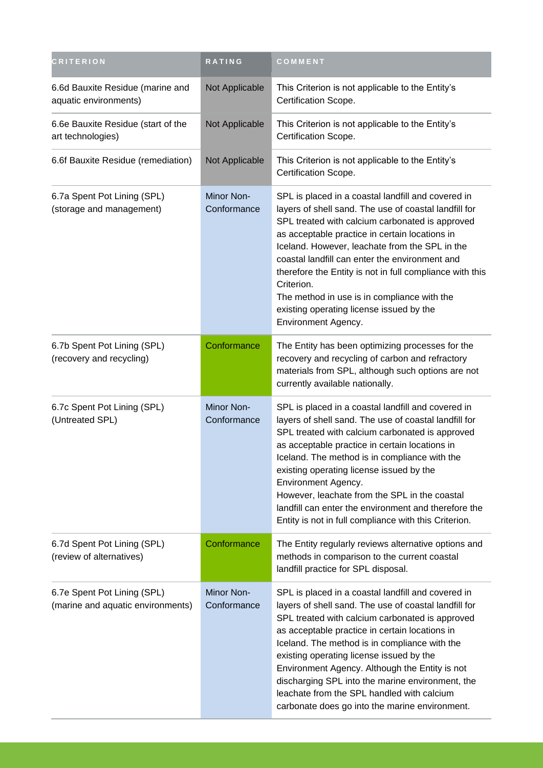| CRITERION | RATING | COMMENT |
| --- | --- | --- |
| 6.6d Bauxite Residue (marine and aquatic environments) | Not Applicable | This Criterion is not applicable to the Entity's Certification Scope. |
| 6.6e Bauxite Residue (start of the art technologies) | Not Applicable | This Criterion is not applicable to the Entity's Certification Scope. |
| 6.6f Bauxite Residue (remediation) | Not Applicable | This Criterion is not applicable to the Entity's Certification Scope. |
| 6.7a Spent Pot Lining (SPL) (storage and management) | Minor Non-Conformance | SPL is placed in a coastal landfill and covered in layers of shell sand. The use of coastal landfill for SPL treated with calcium carbonated is approved as acceptable practice in certain locations in Iceland. However, leachate from the SPL in the coastal landfill can enter the environment and therefore the Entity is not in full compliance with this Criterion.<br>The method in use is in compliance with the existing operating license issued by the Environment Agency. |
| 6.7b Spent Pot Lining (SPL) (recovery and recycling) | Conformance | The Entity has been optimizing processes for the recovery and recycling of carbon and refractory materials from SPL, although such options are not currently available nationally. |
| 6.7c Spent Pot Lining (SPL) (Untreated SPL) | Minor Non-Conformance | SPL is placed in a coastal landfill and covered in layers of shell sand. The use of coastal landfill for SPL treated with calcium carbonated is approved as acceptable practice in certain locations in Iceland. The method is in compliance with the existing operating license issued by the Environment Agency.<br>However, leachate from the SPL in the coastal landfill can enter the environment and therefore the Entity is not in full compliance with this Criterion. |
| 6.7d Spent Pot Lining (SPL) (review of alternatives) | Conformance | The Entity regularly reviews alternative options and methods in comparison to the current coastal landfill practice for SPL disposal. |
| 6.7e Spent Pot Lining (SPL) (marine and aquatic environments) | Minor Non-Conformance | SPL is placed in a coastal landfill and covered in layers of shell sand. The use of coastal landfill for SPL treated with calcium carbonated is approved as acceptable practice in certain locations in Iceland. The method is in compliance with the existing operating license issued by the Environment Agency. Although the Entity is not discharging SPL into the marine environment, the leachate from the SPL handled with calcium carbonate does go into the marine environment. |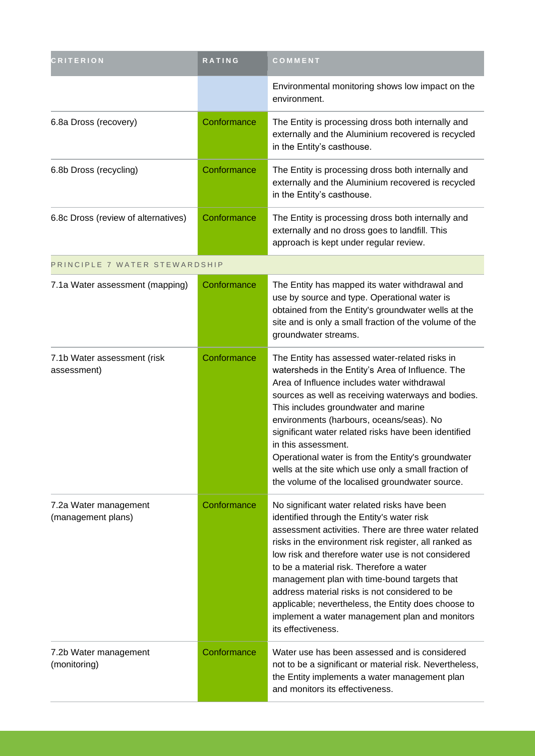| CRITERION | RATING | COMMENT |
| --- | --- | --- |
| | | Environmental monitoring shows low impact on the environment. |
| 6.8a Dross (recovery) | Conformance | The Entity is processing dross both internally and externally and the Aluminium recovered is recycled in the Entity's casthouse. |
| 6.8b Dross (recycling) | Conformance | The Entity is processing dross both internally and externally and the Aluminium recovered is recycled in the Entity's casthouse. |
| 6.8c Dross (review of alternatives) | Conformance | The Entity is processing dross both internally and externally and no dross goes to landfill. This approach is kept under regular review. |
| PRINCIPLE 7 WATER STEWARDSHIP | | |
| 7.1a Water assessment (mapping) | Conformance | The Entity has mapped its water withdrawal and use by source and type. Operational water is obtained from the Entity's groundwater wells at the site and is only a small fraction of the volume of the groundwater streams. |
| 7.1b Water assessment (risk assessment) | Conformance | The Entity has assessed water-related risks in watersheds in the Entity's Area of Influence. The Area of Influence includes water withdrawal sources as well as receiving waterways and bodies. This includes groundwater and marine environments (harbours, oceans/seas). No significant water related risks have been identified in this assessment.<br>Operational water is from the Entity's groundwater wells at the site which use only a small fraction of the volume of the localised groundwater source. |
| 7.2a Water management (management plans) | Conformance | No significant water related risks have been identified through the Entity's water risk assessment activities. There are three water related risks in the environment risk register, all ranked as low risk and therefore water use is not considered to be a material risk. Therefore a water management plan with time-bound targets that address material risks is not considered to be applicable; nevertheless, the Entity does choose to implement a water management plan and monitors its effectiveness. |
| 7.2b Water management (monitoring) | Conformance | Water use has been assessed and is considered not to be a significant or material risk. Nevertheless, the Entity implements a water management plan and monitors its effectiveness. |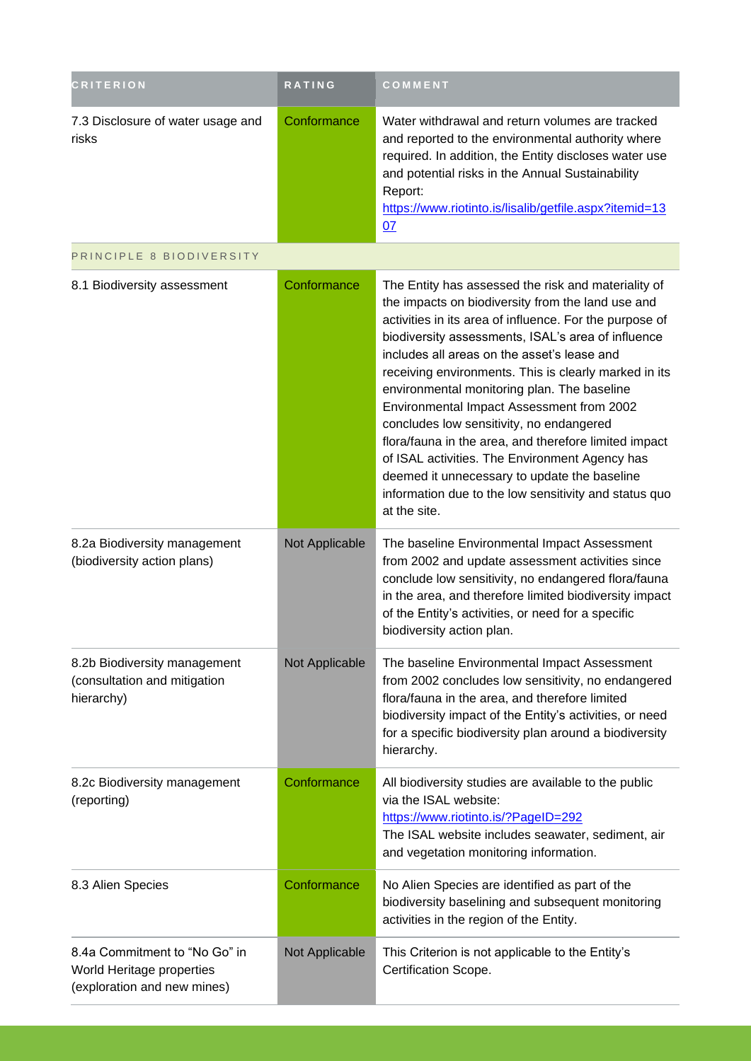| CRITERION | RATING | COMMENT |
| --- | --- | --- |
| 7.3 Disclosure of water usage and risks | Conformance | Water withdrawal and return volumes are tracked and reported to the environmental authority where required. In addition, the Entity discloses water use and potential risks in the Annual Sustainability Report: https://www.riotinto.is/lisalib/getfile.aspx?itemid=1307 |
| PRINCIPLE 8 BIODIVERSITY | | |
| 8.1 Biodiversity assessment | Conformance | The Entity has assessed the risk and materiality of the impacts on biodiversity from the land use and activities in its area of influence. For the purpose of biodiversity assessments, ISAL's area of influence includes all areas on the asset's lease and receiving environments. This is clearly marked in its environmental monitoring plan. The baseline Environmental Impact Assessment from 2002 concludes low sensitivity, no endangered flora/fauna in the area, and therefore limited impact of ISAL activities. The Environment Agency has deemed it unnecessary to update the baseline information due to the low sensitivity and status quo at the site. |
| 8.2a Biodiversity management (biodiversity action plans) | Not Applicable | The baseline Environmental Impact Assessment from 2002 and update assessment activities since conclude low sensitivity, no endangered flora/fauna in the area, and therefore limited biodiversity impact of the Entity's activities, or need for a specific biodiversity action plan. |
| 8.2b Biodiversity management (consultation and mitigation hierarchy) | Not Applicable | The baseline Environmental Impact Assessment from 2002 concludes low sensitivity, no endangered flora/fauna in the area, and therefore limited biodiversity impact of the Entity's activities, or need for a specific biodiversity plan around a biodiversity hierarchy. |
| 8.2c Biodiversity management (reporting) | Conformance | All biodiversity studies are available to the public via the ISAL website: https://www.riotinto.is/?PageID=292 The ISAL website includes seawater, sediment, air and vegetation monitoring information. |
| 8.3 Alien Species | Conformance | No Alien Species are identified as part of the biodiversity baselining and subsequent monitoring activities in the region of the Entity. |
| 8.4a Commitment to "No Go" in World Heritage properties (exploration and new mines) | Not Applicable | This Criterion is not applicable to the Entity's Certification Scope. |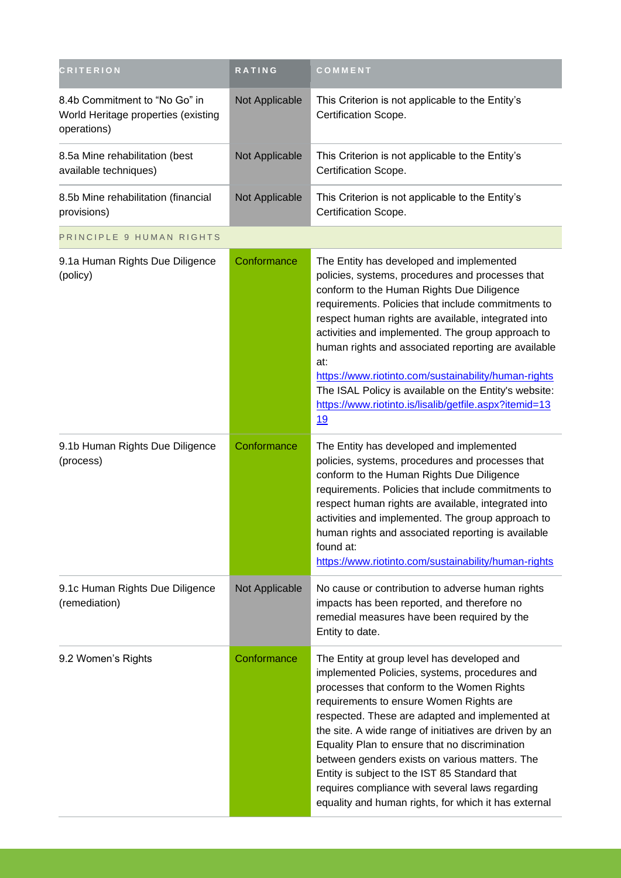| CRITERION | RATING | COMMENT |
|---|---|---|
| 8.4b Commitment to “No Go” in World Heritage properties (existing operations) | Not Applicable | This Criterion is not applicable to the Entity’s Certification Scope. |
| 8.5a Mine rehabilitation (best available techniques) | Not Applicable | This Criterion is not applicable to the Entity’s Certification Scope. |
| 8.5b Mine rehabilitation (financial provisions) | Not Applicable | This Criterion is not applicable to the Entity’s Certification Scope. |
| PRINCIPLE 9 HUMAN RIGHTS | | |
| 9.1a Human Rights Due Diligence (policy) | Conformance | The Entity has developed and implemented policies, systems, procedures and processes that conform to the Human Rights Due Diligence requirements. Policies that include commitments to respect human rights are available, integrated into activities and implemented. The group approach to human rights and associated reporting are available at: https://www.riotinto.com/sustainability/human-rights The ISAL Policy is available on the Entity's website: https://www.riotinto.is/lisalib/getfile.aspx?itemid=1319 |
| 9.1b Human Rights Due Diligence (process) | Conformance | The Entity has developed and implemented policies, systems, procedures and processes that conform to the Human Rights Due Diligence requirements. Policies that include commitments to respect human rights are available, integrated into activities and implemented. The group approach to human rights and associated reporting is available found at: https://www.riotinto.com/sustainability/human-rights |
| 9.1c Human Rights Due Diligence (remediation) | Not Applicable | No cause or contribution to adverse human rights impacts has been reported, and therefore no remedial measures have been required by the Entity to date. |
| 9.2 Women’s Rights | Conformance | The Entity at group level has developed and implemented Policies, systems, procedures and processes that conform to the Women Rights requirements to ensure Women Rights are respected. These are adapted and implemented at the site. A wide range of initiatives are driven by an Equality Plan to ensure that no discrimination between genders exists on various matters. The Entity is subject to the IST 85 Standard that requires compliance with several laws regarding equality and human rights, for which it has external |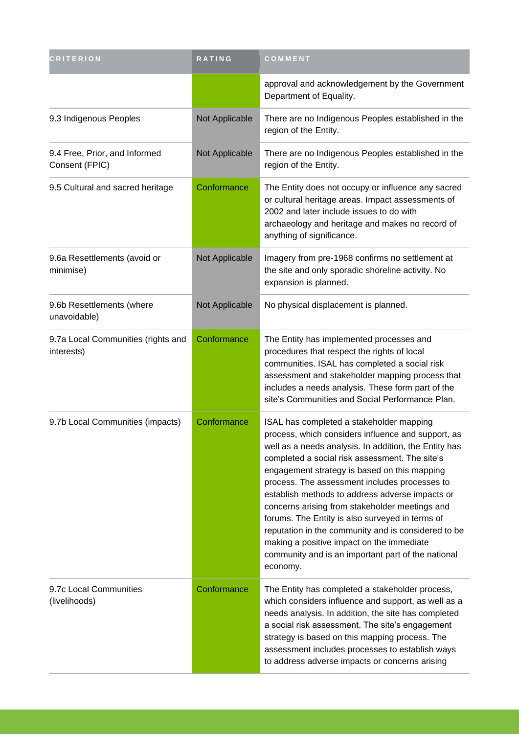| CRITERION | RATING | COMMENT |
| --- | --- | --- |
| | | approval and acknowledgement by the Government Department of Equality. |
| 9.3 Indigenous Peoples | Not Applicable | There are no Indigenous Peoples established in the region of the Entity. |
| 9.4 Free, Prior, and Informed Consent (FPIC) | Not Applicable | There are no Indigenous Peoples established in the region of the Entity. |
| 9.5 Cultural and sacred heritage | Conformance | The Entity does not occupy or influence any sacred or cultural heritage areas. Impact assessments of 2002 and later include issues to do with archaeology and heritage and makes no record of anything of significance. |
| 9.6a Resettlements (avoid or minimise) | Not Applicable | Imagery from pre-1968 confirms no settlement at the site and only sporadic shoreline activity. No expansion is planned. |
| 9.6b Resettlements (where unavoidable) | Not Applicable | No physical displacement is planned. |
| 9.7a Local Communities (rights and interests) | Conformance | The Entity has implemented processes and procedures that respect the rights of local communities. ISAL has completed a social risk assessment and stakeholder mapping process that includes a needs analysis. These form part of the site's Communities and Social Performance Plan. |
| 9.7b Local Communities (impacts) | Conformance | ISAL has completed a stakeholder mapping process, which considers influence and support, as well as a needs analysis. In addition, the Entity has completed a social risk assessment. The site's engagement strategy is based on this mapping process. The assessment includes processes to establish methods to address adverse impacts or concerns arising from stakeholder meetings and forums. The Entity is also surveyed in terms of reputation in the community and is considered to be making a positive impact on the immediate community and is an important part of the national economy. |
| 9.7c Local Communities (livelihoods) | Conformance | The Entity has completed a stakeholder process, which considers influence and support, as well as a needs analysis. In addition, the site has completed a social risk assessment. The site's engagement strategy is based on this mapping process. The assessment includes processes to establish ways to address adverse impacts or concerns arising |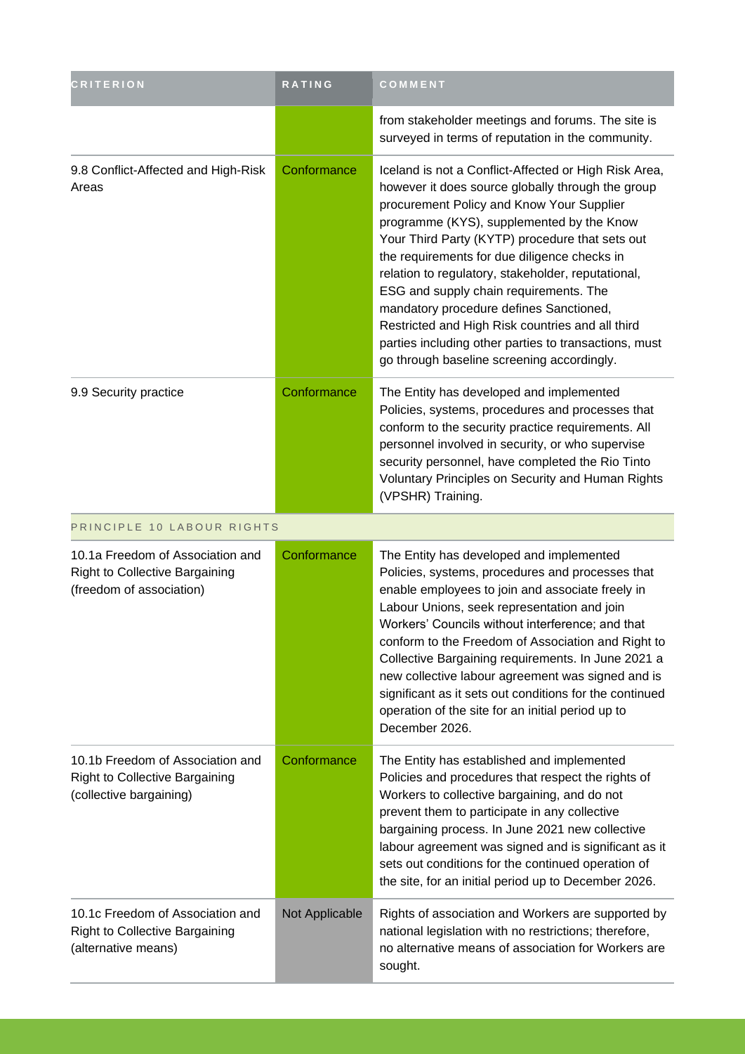| CRITERION | RATING | COMMENT |
| --- | --- | --- |
| | | from stakeholder meetings and forums. The site is surveyed in terms of reputation in the community. |
| 9.8 Conflict-Affected and High-Risk Areas | Conformance | Iceland is not a Conflict-Affected or High Risk Area, however it does source globally through the group procurement Policy and Know Your Supplier programme (KYS), supplemented by the Know Your Third Party (KYTP) procedure that sets out the requirements for due diligence checks in relation to regulatory, stakeholder, reputational, ESG and supply chain requirements. The mandatory procedure defines Sanctioned, Restricted and High Risk countries and all third parties including other parties to transactions, must go through baseline screening accordingly. |
| 9.9 Security practice | Conformance | The Entity has developed and implemented Policies, systems, procedures and processes that conform to the security practice requirements. All personnel involved in security, or who supervise security personnel, have completed the Rio Tinto Voluntary Principles on Security and Human Rights (VPSHR) Training. |
| PRINCIPLE 10 LABOUR RIGHTS | | |
| 10.1a Freedom of Association and Right to Collective Bargaining (freedom of association) | Conformance | The Entity has developed and implemented Policies, systems, procedures and processes that enable employees to join and associate freely in Labour Unions, seek representation and join Workers' Councils without interference; and that conform to the Freedom of Association and Right to Collective Bargaining requirements. In June 2021 a new collective labour agreement was signed and is significant as it sets out conditions for the continued operation of the site for an initial period up to December 2026. |
| 10.1b Freedom of Association and Right to Collective Bargaining (collective bargaining) | Conformance | The Entity has established and implemented Policies and procedures that respect the rights of Workers to collective bargaining, and do not prevent them to participate in any collective bargaining process. In June 2021 new collective labour agreement was signed and is significant as it sets out conditions for the continued operation of the site, for an initial period up to December 2026. |
| 10.1c Freedom of Association and Right to Collective Bargaining (alternative means) | Not Applicable | Rights of association and Workers are supported by national legislation with no restrictions; therefore, no alternative means of association for Workers are sought. |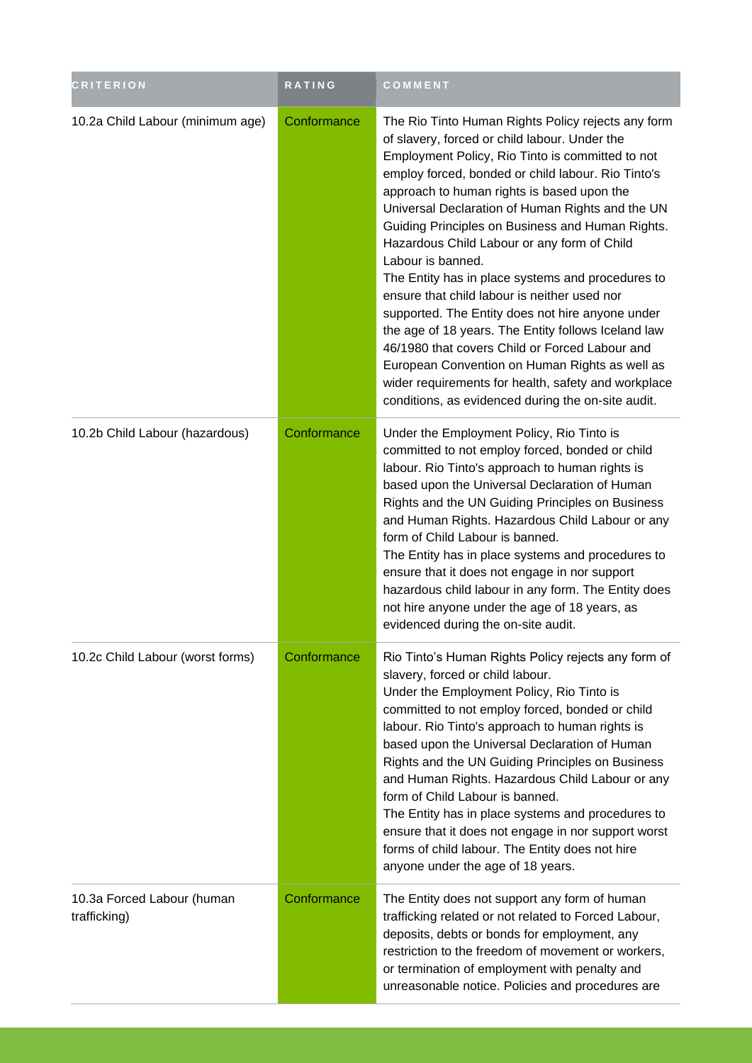| CRITERION | RATING | COMMENT |
| --- | --- | --- |
| 10.2a Child Labour (minimum age) | Conformance | The Rio Tinto Human Rights Policy rejects any form of slavery, forced or child labour. Under the Employment Policy, Rio Tinto is committed to not employ forced, bonded or child labour. Rio Tinto's approach to human rights is based upon the Universal Declaration of Human Rights and the UN Guiding Principles on Business and Human Rights. Hazardous Child Labour or any form of Child Labour is banned.<br>The Entity has in place systems and procedures to ensure that child labour is neither used nor supported. The Entity does not hire anyone under the age of 18 years. The Entity follows Iceland law 46/1980 that covers Child or Forced Labour and European Convention on Human Rights as well as wider requirements for health, safety and workplace conditions, as evidenced during the on-site audit. |
| 10.2b Child Labour (hazardous) | Conformance | Under the Employment Policy, Rio Tinto is committed to not employ forced, bonded or child labour. Rio Tinto's approach to human rights is based upon the Universal Declaration of Human Rights and the UN Guiding Principles on Business and Human Rights. Hazardous Child Labour or any form of Child Labour is banned.<br>The Entity has in place systems and procedures to ensure that it does not engage in nor support hazardous child labour in any form. The Entity does not hire anyone under the age of 18 years, as evidenced during the on-site audit. |
| 10.2c Child Labour (worst forms) | Conformance | Rio Tinto's Human Rights Policy rejects any form of slavery, forced or child labour.<br>Under the Employment Policy, Rio Tinto is committed to not employ forced, bonded or child labour. Rio Tinto's approach to human rights is based upon the Universal Declaration of Human Rights and the UN Guiding Principles on Business and Human Rights. Hazardous Child Labour or any form of Child Labour is banned.<br>The Entity has in place systems and procedures to ensure that it does not engage in nor support worst forms of child labour. The Entity does not hire anyone under the age of 18 years. |
| 10.3a Forced Labour (human trafficking) | Conformance | The Entity does not support any form of human trafficking related or not related to Forced Labour, deposits, debts or bonds for employment, any restriction to the freedom of movement or workers, or termination of employment with penalty and unreasonable notice. Policies and procedures are |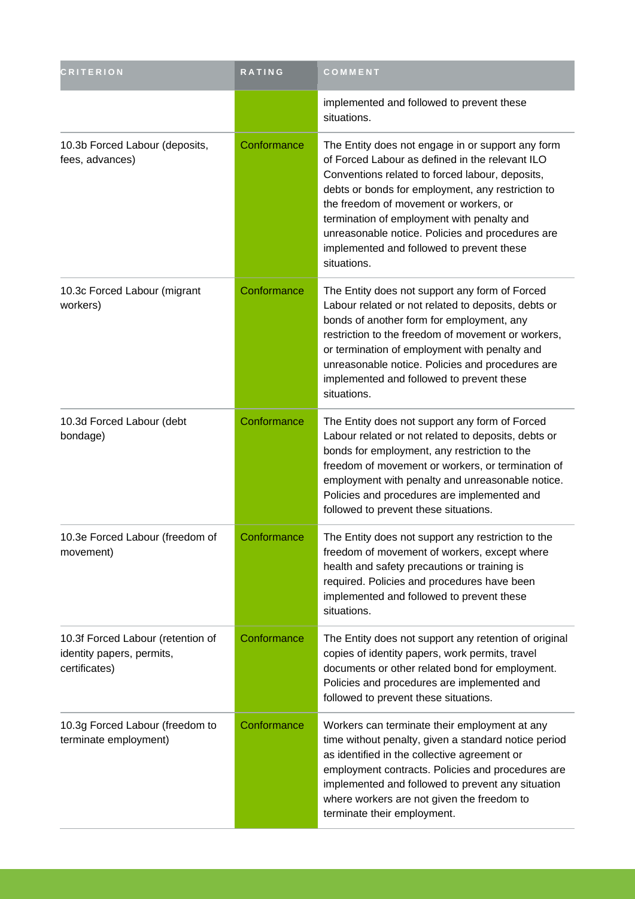| CRITERION | RATING | COMMENT |
| --- | --- | --- |
| | | implemented and followed to prevent these situations. |
| 10.3b Forced Labour (deposits, fees, advances) | Conformance | The Entity does not engage in or support any form of Forced Labour as defined in the relevant ILO Conventions related to forced labour, deposits, debts or bonds for employment, any restriction to the freedom of movement or workers, or termination of employment with penalty and unreasonable notice. Policies and procedures are implemented and followed to prevent these situations. |
| 10.3c Forced Labour (migrant workers) | Conformance | The Entity does not support any form of Forced Labour related or not related to deposits, debts or bonds of another form for employment, any restriction to the freedom of movement or workers, or termination of employment with penalty and unreasonable notice. Policies and procedures are implemented and followed to prevent these situations. |
| 10.3d Forced Labour (debt bondage) | Conformance | The Entity does not support any form of Forced Labour related or not related to deposits, debts or bonds for employment, any restriction to the freedom of movement or workers, or termination of employment with penalty and unreasonable notice. Policies and procedures are implemented and followed to prevent these situations. |
| 10.3e Forced Labour (freedom of movement) | Conformance | The Entity does not support any restriction to the freedom of movement of workers, except where health and safety precautions or training is required. Policies and procedures have been implemented and followed to prevent these situations. |
| 10.3f Forced Labour (retention of identity papers, permits, certificates) | Conformance | The Entity does not support any retention of original copies of identity papers, work permits, travel documents or other related bond for employment. Policies and procedures are implemented and followed to prevent these situations. |
| 10.3g Forced Labour (freedom to terminate employment) | Conformance | Workers can terminate their employment at any time without penalty, given a standard notice period as identified in the collective agreement or employment contracts. Policies and procedures are implemented and followed to prevent any situation where workers are not given the freedom to terminate their employment. |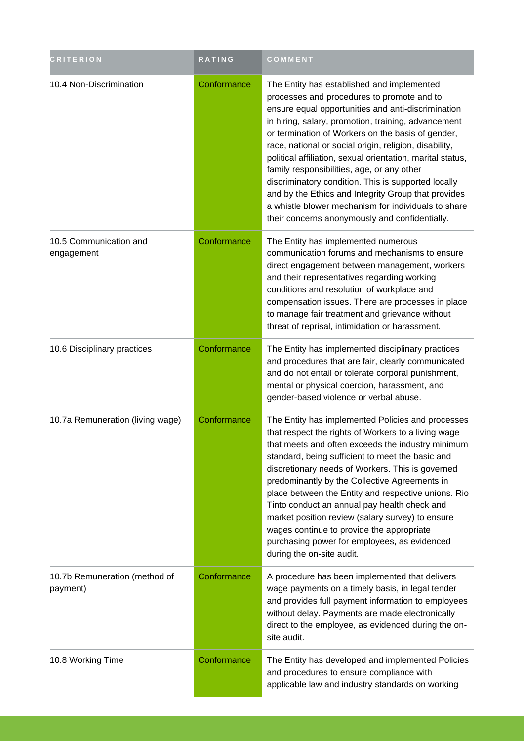| CRITERION | RATING | COMMENT |
| --- | --- | --- |
| 10.4 Non-Discrimination | Conformance | The Entity has established and implemented processes and procedures to promote and to ensure equal opportunities and anti-discrimination in hiring, salary, promotion, training, advancement or termination of Workers on the basis of gender, race, national or social origin, religion, disability, political affiliation, sexual orientation, marital status, family responsibilities, age, or any other discriminatory condition. This is supported locally and by the Ethics and Integrity Group that provides a whistle blower mechanism for individuals to share their concerns anonymously and confidentially. |
| 10.5 Communication and engagement | Conformance | The Entity has implemented numerous communication forums and mechanisms to ensure direct engagement between management, workers and their representatives regarding working conditions and resolution of workplace and compensation issues. There are processes in place to manage fair treatment and grievance without threat of reprisal, intimidation or harassment. |
| 10.6 Disciplinary practices | Conformance | The Entity has implemented disciplinary practices and procedures that are fair, clearly communicated and do not entail or tolerate corporal punishment, mental or physical coercion, harassment, and gender-based violence or verbal abuse. |
| 10.7a Remuneration (living wage) | Conformance | The Entity has implemented Policies and processes that respect the rights of Workers to a living wage that meets and often exceeds the industry minimum standard, being sufficient to meet the basic and discretionary needs of Workers. This is governed predominantly by the Collective Agreements in place between the Entity and respective unions. Rio Tinto conduct an annual pay health check and market position review (salary survey) to ensure wages continue to provide the appropriate purchasing power for employees, as evidenced during the on-site audit. |
| 10.7b Remuneration (method of payment) | Conformance | A procedure has been implemented that delivers wage payments on a timely basis, in legal tender and provides full payment information to employees without delay. Payments are made electronically direct to the employee, as evidenced during the on-site audit. |
| 10.8 Working Time | Conformance | The Entity has developed and implemented Policies and procedures to ensure compliance with applicable law and industry standards on working |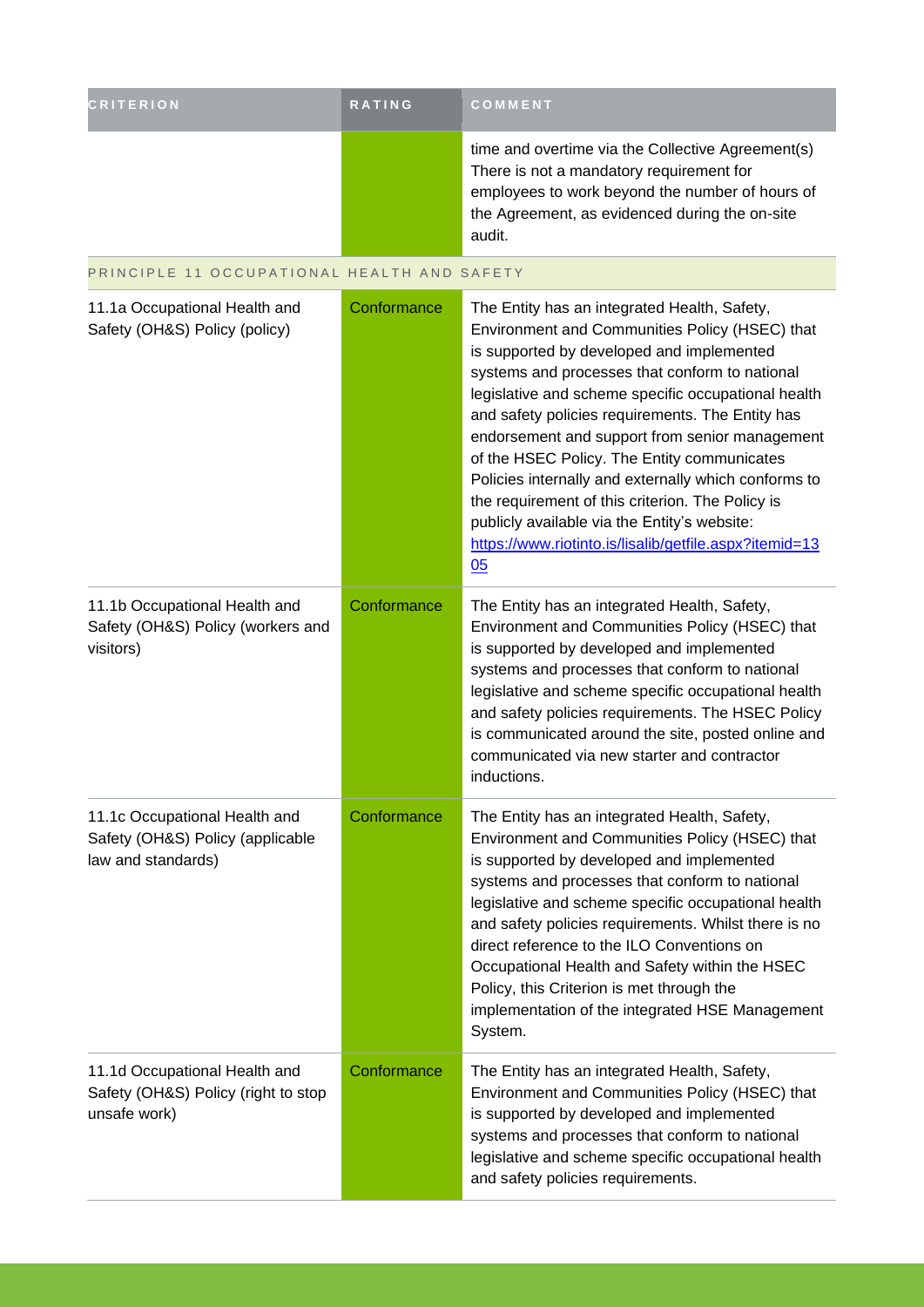| CRITERION | RATING | COMMENT |
|---|---|---|
| | | time and overtime via the Collective Agreement(s) There is not a mandatory requirement for employees to work beyond the number of hours of the Agreement, as evidenced during the on-site audit. |
| PRINCIPLE 11 OCCUPATIONAL HEALTH AND SAFETY | | |
| 11.1a Occupational Health and Safety (OH&S) Policy (policy) | Conformance | The Entity has an integrated Health, Safety, Environment and Communities Policy (HSEC) that is supported by developed and implemented systems and processes that conform to national legislative and scheme specific occupational health and safety policies requirements. The Entity has endorsement and support from senior management of the HSEC Policy. The Entity communicates Policies internally and externally which conforms to the requirement of this criterion. The Policy is publicly available via the Entity's website: https://www.riotinto.is/lisalib/getfile.aspx?itemid=1305 |
| 11.1b Occupational Health and Safety (OH&S) Policy (workers and visitors) | Conformance | The Entity has an integrated Health, Safety, Environment and Communities Policy (HSEC) that is supported by developed and implemented systems and processes that conform to national legislative and scheme specific occupational health and safety policies requirements. The HSEC Policy is communicated around the site, posted online and communicated via new starter and contractor inductions. |
| 11.1c Occupational Health and Safety (OH&S) Policy (applicable law and standards) | Conformance | The Entity has an integrated Health, Safety, Environment and Communities Policy (HSEC) that is supported by developed and implemented systems and processes that conform to national legislative and scheme specific occupational health and safety policies requirements. Whilst there is no direct reference to the ILO Conventions on Occupational Health and Safety within the HSEC Policy, this Criterion is met through the implementation of the integrated HSE Management System. |
| 11.1d Occupational Health and Safety (OH&S) Policy (right to stop unsafe work) | Conformance | The Entity has an integrated Health, Safety, Environment and Communities Policy (HSEC) that is supported by developed and implemented systems and processes that conform to national legislative and scheme specific occupational health and safety policies requirements. |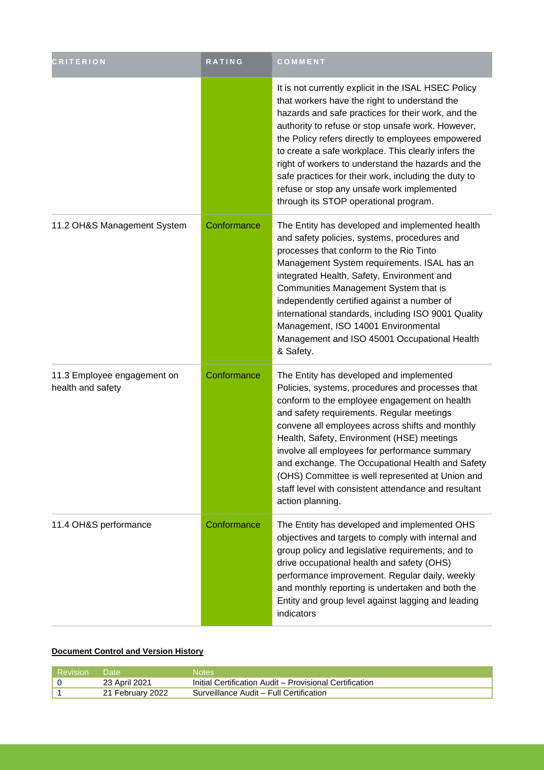| CRITERION | RATING | COMMENT |
| --- | --- | --- |
| | | It is not currently explicit in the ISAL HSEC Policy that workers have the right to understand the hazards and safe practices for their work, and the authority to refuse or stop unsafe work. However, the Policy refers directly to employees empowered to create a safe workplace. This clearly infers the right of workers to understand the hazards and the safe practices for their work, including the duty to refuse or stop any unsafe work implemented through its STOP operational program. |
| 11.2 OH&S Management System | Conformance | The Entity has developed and implemented health and safety policies, systems, procedures and processes that conform to the Rio Tinto Management System requirements. ISAL has an integrated Health, Safety, Environment and Communities Management System that is independently certified against a number of international standards, including ISO 9001 Quality Management, ISO 14001 Environmental Management and ISO 45001 Occupational Health & Safety. |
| 11.3 Employee engagement on health and safety | Conformance | The Entity has developed and implemented Policies, systems, procedures and processes that conform to the employee engagement on health and safety requirements. Regular meetings convene all employees across shifts and monthly Health, Safety, Environment (HSE) meetings involve all employees for performance summary and exchange. The Occupational Health and Safety (OHS) Committee is well represented at Union and staff level with consistent attendance and resultant action planning. |
| 11.4 OH&S performance | Conformance | The Entity has developed and implemented OHS objectives and targets to comply with internal and group policy and legislative requirements, and to drive occupational health and safety (OHS) performance improvement. Regular daily, weekly and monthly reporting is undertaken and both the Entity and group level against lagging and leading indicators |

**Document Control and Version History**

| Revision | Date | Notes |
| --- | --- | --- |
| 0 | 23 April 2021 | Initial Certification Audit – Provisional Certification |
| 1 | 21 February 2022 | Surveillance Audit – Full Certification |